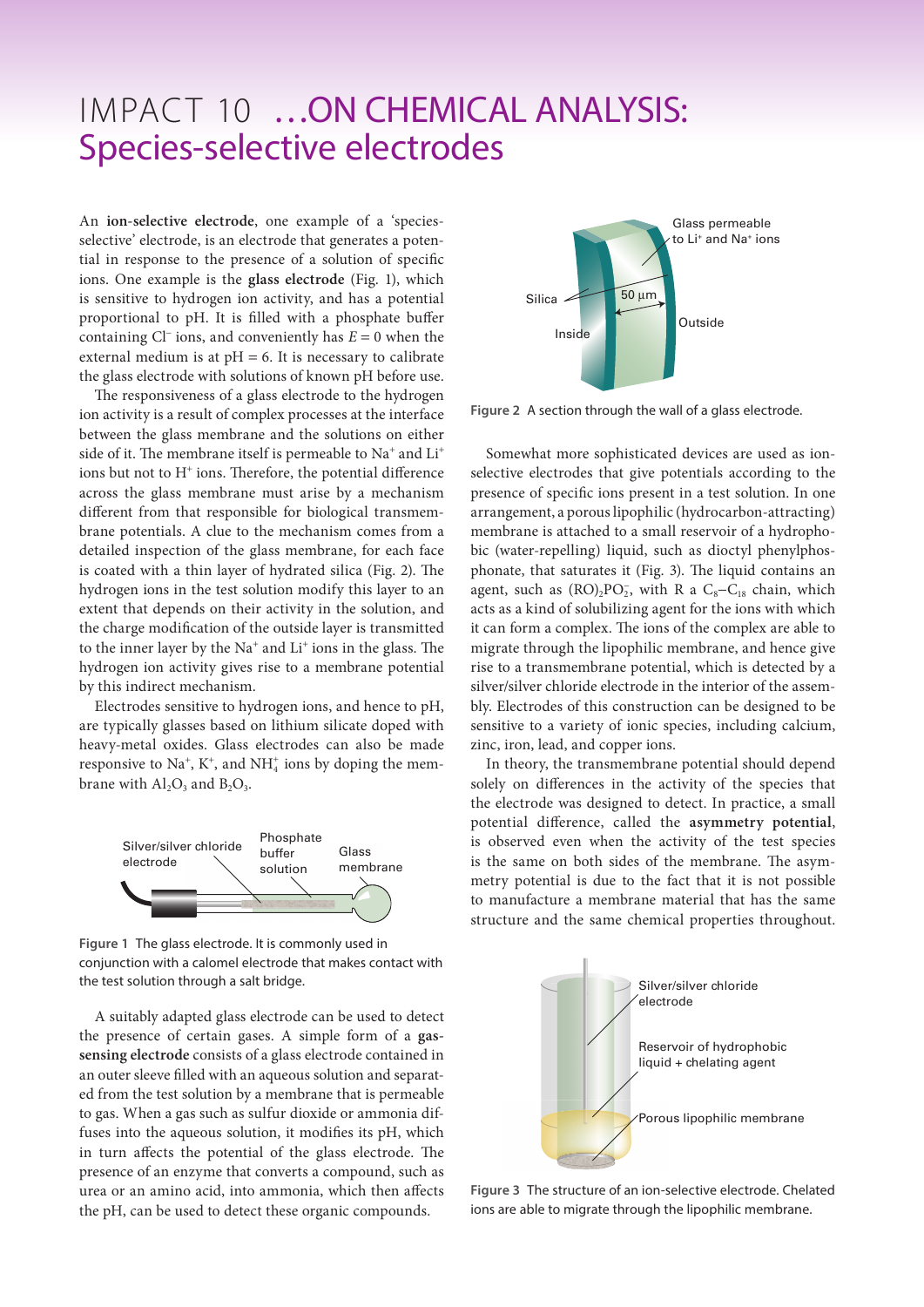# IMPACT 10 …ON CHEMICAL ANALYSIS: Species-selective electrodes

An **ion-selective electrode**, one example of a 'species-selective' electrode, is an electrode that generates a potential in response to the presence of a solution of specific ions. One example is the **glass electrode** (Fig. 1), which is sensitive to hydrogen ion activity, and has a potential proportional to pH. It is filled with a phosphate buffer containing $Cl^-$ ions, and conveniently has $E = 0$ when the external medium is at pH = 6. It is necessary to calibrate the glass electrode with solutions of known pH before use.

The responsiveness of a glass electrode to the hydrogen ion activity is a result of complex processes at the interface between the glass membrane and the solutions on either side of it. The membrane itself is permeable to $Na^+$ and $Li^+$ ions but not to $H^+$ ions. Therefore, the potential difference across the glass membrane must arise by a mechanism different from that responsible for biological transmembrane potentials. A clue to the mechanism comes from a detailed inspection of the glass membrane, for each face is coated with a thin layer of hydrated silica (Fig. 2). The hydrogen ions in the test solution modify this layer to an extent that depends on their activity in the solution, and the charge modification of the outside layer is transmitted to the inner layer by the $Na^+$ and $Li^+$ ions in the glass. The hydrogen ion activity gives rise to a membrane potential by this indirect mechanism.

Electrodes sensitive to hydrogen ions, and hence to pH, are typically glasses based on lithium silicate doped with heavy-metal oxides. Glass electrodes can also be made responsive to $Na^+$, $K^+$, and $NH_4^+$ ions by doping the membrane with $Al_2O_3$ and $B_2O_3$.

Silver/silver chloride electrode
Phosphate buffer solution
Glass membrane

Figure 1 The glass electrode. It is commonly used in conjunction with a calomel electrode that makes contact with the test solution through a salt bridge.

A suitably adapted glass electrode can be used to detect the presence of certain gases. A simple form of a **gas-sensing electrode** consists of a glass electrode contained in an outer sleeve filled with an aqueous solution and separated from the test solution by a membrane that is permeable to gas. When a gas such as sulfur dioxide or ammonia diffuses into the aqueous solution, it modifies its pH, which in turn affects the potential of the glass electrode. The presence of an enzyme that converts a compound, such as urea or an amino acid, into ammonia, which then affects the pH, can be used to detect these organic compounds.

Glass permeable to $Li^+$ and $Na^+$ ions
Silica
50 μm
Inside
Outside

Figure 2 A section through the wall of a glass electrode.

Somewhat more sophisticated devices are used as ion-selective electrodes that give potentials according to the presence of specific ions present in a test solution. In one arrangement, a porous lipophilic (hydrocarbon-attracting) membrane is attached to a small reservoir of a hydrophobic (water-repelling) liquid, such as dioctyl phenylphosphonate, that saturates it (Fig. 3). The liquid contains an agent, such as $(RO)_2PO_2^-$, with R a $C_8$–$C_{18}$ chain, which acts as a kind of solubilizing agent for the ions with which it can form a complex. The ions of the complex are able to migrate through the lipophilic membrane, and hence give rise to a transmembrane potential, which is detected by a silver/silver chloride electrode in the interior of the assembly. Electrodes of this construction can be designed to be sensitive to a variety of ionic species, including calcium, zinc, iron, lead, and copper ions.

In theory, the transmembrane potential should depend solely on differences in the activity of the species that the electrode was designed to detect. In practice, a small potential difference, called the **asymmetry potential**, is observed even when the activity of the test species is the same on both sides of the membrane. The asymmetry potential is due to the fact that it is not possible to manufacture a membrane material that has the same structure and the same chemical properties throughout.

Silver/silver chloride electrode
Reservoir of hydrophobic liquid + chelating agent
Porous lipophilic membrane

Figure 3 The structure of an ion-selective electrode. Chelated ions are able to migrate through the lipophilic membrane.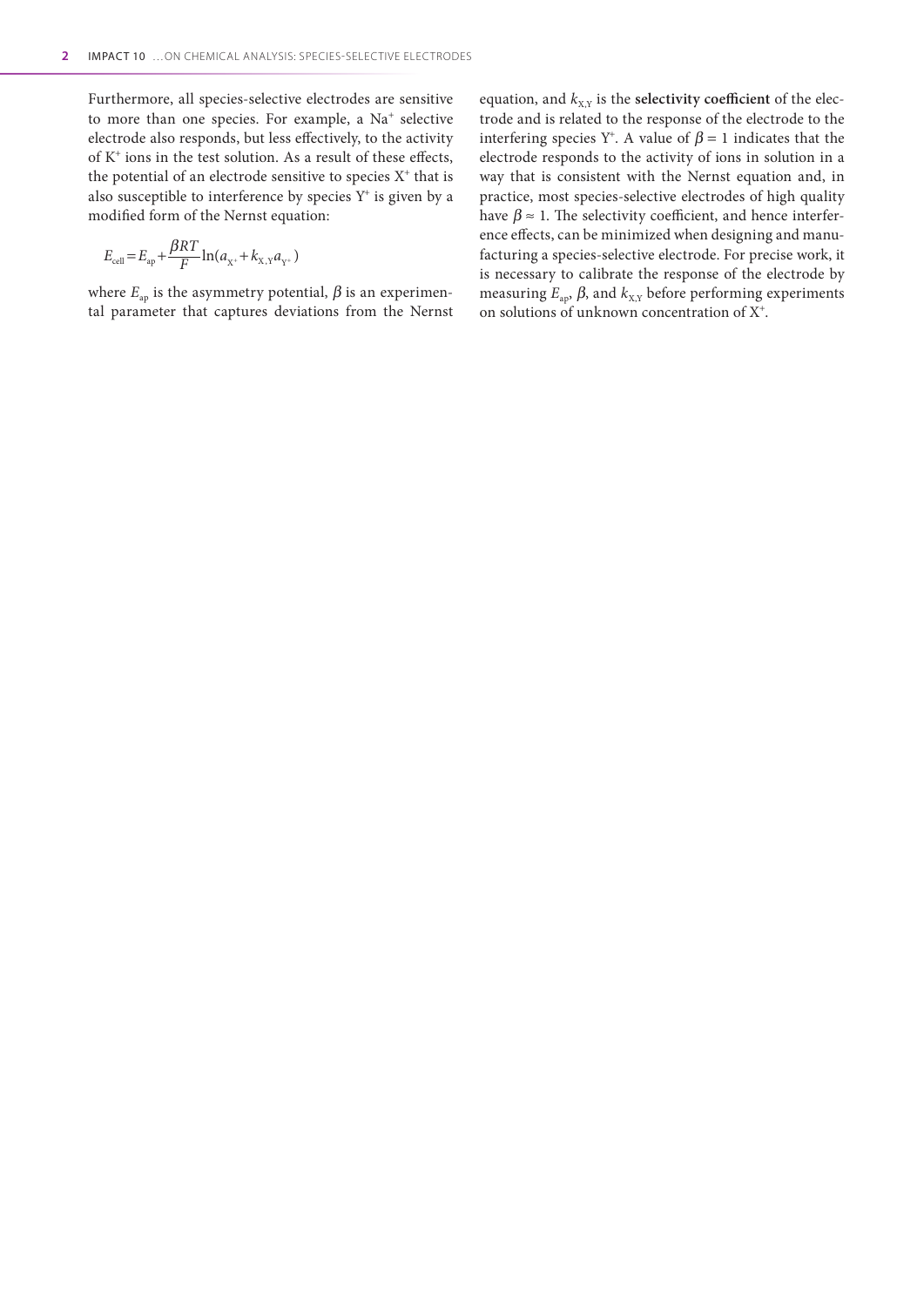Furthermore, all species-selective electrodes are sensitive to more than one species. For example, a $Na^+$ selective electrode also responds, but less effectively, to the activity of $K^+$ ions in the test solution. As a result of these effects, the potential of an electrode sensitive to species $X^+$ that is also susceptible to interference by species $Y^+$ is given by a modified form of the Nernst equation:

$$E_{\text{cell}} = E_{\text{ap}} + \frac{\beta RT}{F}\ln(a_{X^+} + k_{X,Y}a_{Y^+})$$

where $E_{\text{ap}}$ is the asymmetry potential, $\beta$ is an experimental parameter that captures deviations from the Nernst equation, and $k_{X,Y}$ is the **selectivity coefficient** of the electrode and is related to the response of the electrode to the interfering species $Y^+$. A value of $\beta = 1$ indicates that the electrode responds to the activity of ions in solution in a way that is consistent with the Nernst equation and, in practice, most species-selective electrodes of high quality have $\beta \approx 1$. The selectivity coefficient, and hence interference effects, can be minimized when designing and manufacturing a species-selective electrode. For precise work, it is necessary to calibrate the response of the electrode by measuring $E_{\text{ap}}$, $\beta$, and $k_{X,Y}$ before performing experiments on solutions of unknown concentration of $X^+$.